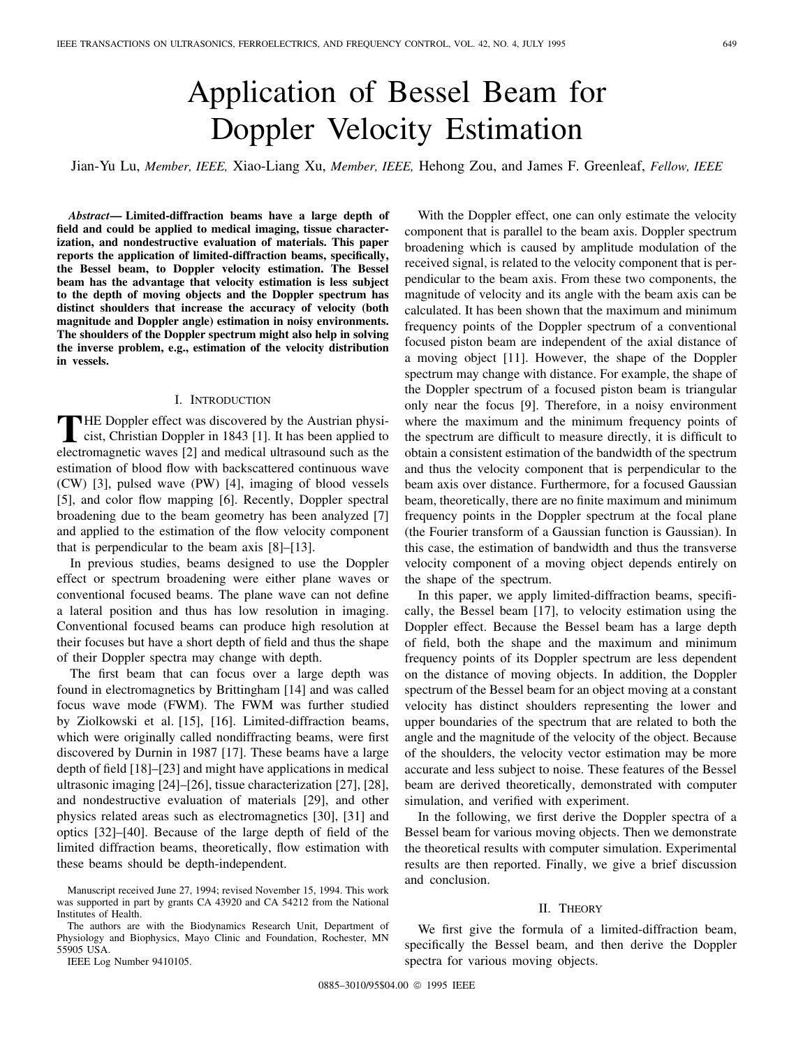# Application of Bessel Beam for Doppler Velocity Estimation

Jian-Yu Lu, *Member, IEEE,* Xiao-Liang Xu, *Member, IEEE,* Hehong Zou, and James F. Greenleaf, *Fellow, IEEE*

***Abstract*— Limited-diffraction beams have a large depth of field and could be applied to medical imaging, tissue characterization, and nondestructive evaluation of materials. This paper reports the application of limited-diffraction beams, specifically, the Bessel beam, to Doppler velocity estimation. The Bessel beam has the advantage that velocity estimation is less subject to the depth of moving objects and the Doppler spectrum has distinct shoulders that increase the accuracy of velocity (both magnitude and Doppler angle) estimation in noisy environments. The shoulders of the Doppler spectrum might also help in solving the inverse problem, e.g., estimation of the velocity distribution in vessels.**

## I. Introduction

The Doppler effect was discovered by the Austrian physicist, Christian Doppler in 1843 [1]. It has been applied to electromagnetic waves [2] and medical ultrasound such as the estimation of blood flow with backscattered continuous wave (CW) [3], pulsed wave (PW) [4], imaging of blood vessels [5], and color flow mapping [6]. Recently, Doppler spectral broadening due to the beam geometry has been analyzed [7] and applied to the estimation of the flow velocity component that is perpendicular to the beam axis [8]–[13].

In previous studies, beams designed to use the Doppler effect or spectrum broadening were either plane waves or conventional focused beams. The plane wave can not define a lateral position and thus has low resolution in imaging. Conventional focused beams can produce high resolution at their focuses but have a short depth of field and thus the shape of their Doppler spectra may change with depth.

The first beam that can focus over a large depth was found in electromagnetics by Brittingham [14] and was called focus wave mode (FWM). The FWM was further studied by Ziolkowski et al. [15], [16]. Limited-diffraction beams, which were originally called nondiffracting beams, were first discovered by Durnin in 1987 [17]. These beams have a large depth of field [18]–[23] and might have applications in medical ultrasonic imaging [24]–[26], tissue characterization [27], [28], and nondestructive evaluation of materials [29], and other physics related areas such as electromagnetics [30], [31] and optics [32]–[40]. Because of the large depth of field of the limited diffraction beams, theoretically, flow estimation with these beams should be depth-independent.

With the Doppler effect, one can only estimate the velocity component that is parallel to the beam axis. Doppler spectrum broadening which is caused by amplitude modulation of the received signal, is related to the velocity component that is perpendicular to the beam axis. From these two components, the magnitude of velocity and its angle with the beam axis can be calculated. It has been shown that the maximum and minimum frequency points of the Doppler spectrum of a conventional focused piston beam are independent of the axial distance of a moving object [11]. However, the shape of the Doppler spectrum may change with distance. For example, the shape of the Doppler spectrum of a focused piston beam is triangular only near the focus [9]. Therefore, in a noisy environment where the maximum and the minimum frequency points of the spectrum are difficult to measure directly, it is difficult to obtain a consistent estimation of the bandwidth of the spectrum and thus the velocity component that is perpendicular to the beam axis over distance. Furthermore, for a focused Gaussian beam, theoretically, there are no finite maximum and minimum frequency points in the Doppler spectrum at the focal plane (the Fourier transform of a Gaussian function is Gaussian). In this case, the estimation of bandwidth and thus the transverse velocity component of a moving object depends entirely on the shape of the spectrum.

In this paper, we apply limited-diffraction beams, specifically, the Bessel beam [17], to velocity estimation using the Doppler effect. Because the Bessel beam has a large depth of field, both the shape and the maximum and minimum frequency points of its Doppler spectrum are less dependent on the distance of moving objects. In addition, the Doppler spectrum of the Bessel beam for an object moving at a constant velocity has distinct shoulders representing the lower and upper boundaries of the spectrum that are related to both the angle and the magnitude of the velocity of the object. Because of the shoulders, the velocity vector estimation may be more accurate and less subject to noise. These features of the Bessel beam are derived theoretically, demonstrated with computer simulation, and verified with experiment.

In the following, we first derive the Doppler spectra of a Bessel beam for various moving objects. Then we demonstrate the theoretical results with computer simulation. Experimental results are then reported. Finally, we give a brief discussion and conclusion.

## II. Theory

We first give the formula of a limited-diffraction beam, specifically the Bessel beam, and then derive the Doppler spectra for various moving objects.

Manuscript received June 27, 1994; revised November 15, 1994. This work was supported in part by grants CA 43920 and CA 54212 from the National Institutes of Health.

The authors are with the Biodynamics Research Unit, Department of Physiology and Biophysics, Mayo Clinic and Foundation, Rochester, MN 55905 USA.

IEEE Log Number 9410105.

0885–3010/95$04.00 © 1995 IEEE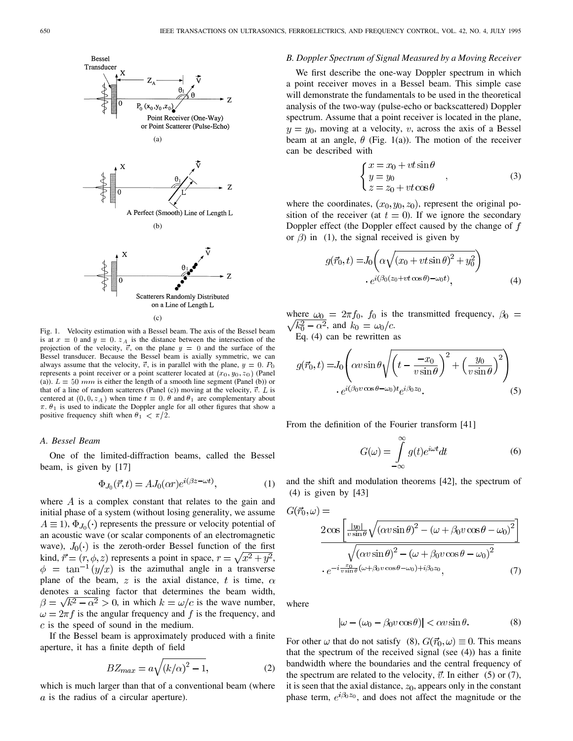Fig. 1. Velocity estimation with a Bessel beam. The axis of the Bessel beam is at $x = 0$ and $y = 0$. $z_A$ is the distance between the intersection of the projection of the velocity, $\vec{v}$, on the plane $y = 0$ and the surface of the Bessel transducer. Because the Bessel beam is axially symmetric, we can always assume that the velocity, $\vec{v}$, is in parallel with the plane, $y = 0$. $P_0$ represents a point receiver or a point scatterer located at $(x_0, y_0, z_0)$ (Panel (a)). $L = 50$ *mm* is either the length of a smooth line segment (Panel (b)) or that of a line of random scatterers (Panel (c)) moving at the velocity, $\vec{v}$. $L$ is centered at $(0, 0, z_A)$ when time $t = 0$. $\theta$ and $\theta_1$ are complementary about $\pi$. $\theta_1$ is used to indicate the Doppler angle for all other figures that show a positive frequency shift when $\theta_1 < \pi/2$.

### A. Bessel Beam

One of the limited-diffraction beams, called the Bessel beam, is given by [17]

$$\Phi_{J_0}(\vec{r}, t) = AJ_0(\alpha r)e^{i(\beta z - \omega t)}, \tag{1}$$

where $A$ is a complex constant that relates to the gain and initial phase of a system (without losing generality, we assume $A \equiv 1$), $\Phi_{J_0}(\cdot)$ represents the pressure or velocity potential of an acoustic wave (or scalar components of an electromagnetic wave), $J_0(\cdot)$ is the zeroth-order Bessel function of the first kind, $\vec{r} = (r, \phi, z)$ represents a point in space, $r = \sqrt{x^2 + y^2}$, $\phi = \tan^{-1}(y/x)$ is the azimuthal angle in a transverse plane of the beam, $z$ is the axial distance, $t$ is time, $\alpha$ denotes a scaling factor that determines the beam width, $\beta = \sqrt{k^2 - \alpha^2} > 0$, in which $k = \omega/c$ is the wave number, $\omega = 2\pi f$ is the angular frequency and $f$ is the frequency, and $c$ is the speed of sound in the medium.

If the Bessel beam is approximately produced with a finite aperture, it has a finite depth of field

$$BZ_{max} = a\sqrt{(k/\alpha)^2 - 1}, \tag{2}$$

which is much larger than that of a conventional beam (where $a$ is the radius of a circular aperture).

### B. Doppler Spectrum of Signal Measured by a Moving Receiver

We first describe the one-way Doppler spectrum in which a point receiver moves in a Bessel beam. This simple case will demonstrate the fundamentals to be used in the theoretical analysis of the two-way (pulse-echo or backscattered) Doppler spectrum. Assume that a point receiver is located in the plane, $y = y_0$, moving at a velocity, $v$, across the axis of a Bessel beam at an angle, $\theta$ (Fig. 1(a)). The motion of the receiver can be described with

$$\begin{cases} x = x_0 + vt\sin\theta \\ y = y_0 \\ z = z_0 + vt\cos\theta \end{cases}, \tag{3}$$

where the coordinates, $(x_0, y_0, z_0)$, represent the original position of the receiver (at $t = 0$). If we ignore the secondary Doppler effect (the Doppler effect caused by the change of $f$ or $\beta$) in (1), the signal received is given by

$$g(\vec{r}_0, t) = J_0\left(\alpha\sqrt{(x_0 + vt\sin\theta)^2 + y_0^2}\right) \cdot e^{i(\beta_0(z_0 + vt\cos\theta) - \omega_0 t)}, \tag{4}$$

where $\omega_0 = 2\pi f_0$, $f_0$ is the transmitted frequency, $\beta_0 = \sqrt{k_0^2 - \alpha^2}$, and $k_0 = \omega_0/c$.

Eq. (4) can be rewritten as

$$g(\vec{r}_0, t) = J_0\left(\alpha v\sin\theta\sqrt{\left(t - \frac{-x_0}{v\sin\theta}\right)^2 + \left(\frac{y_0}{v\sin\theta}\right)^2}\right) \cdot e^{i(\beta_0 v\cos\theta - \omega_0)t}e^{i\beta_0 z_0}. \tag{5}$$

From the definition of the Fourier transform [41]

$$G(\omega) = \int_{-\infty}^{\infty} g(t)e^{i\omega t}dt \tag{6}$$

and the shift and modulation theorems [42], the spectrum of (4) is given by [43]

$$G(\vec{r}_0, \omega) = \frac{2\cos\left[\frac{|y_0|}{v\sin\theta}\sqrt{(\alpha v\sin\theta)^2 - (\omega + \beta_0 v\cos\theta - \omega_0)^2}\right]}{\sqrt{(\alpha v\sin\theta)^2 - (\omega + \beta_0 v\cos\theta - \omega_0)^2}} \cdot e^{-i\frac{x_0}{v\sin\theta}(\omega + \beta_0 v\cos\theta - \omega_0) + i\beta_0 z_0}, \tag{7}$$

where

$$|\omega - (\omega_0 - \beta_0 v\cos\theta)| < \alpha v\sin\theta. \tag{8}$$

For other $\omega$ that do not satisfy (8), $G(\vec{r}_0, \omega) \equiv 0$. This means that the spectrum of the received signal (see (4)) has a finite bandwidth where the boundaries and the central frequency of the spectrum are related to the velocity, $\vec{v}$. In either (5) or (7), it is seen that the axial distance, $z_0$, appears only in the constant phase term, $e^{i\beta_0 z_0}$, and does not affect the magnitude or the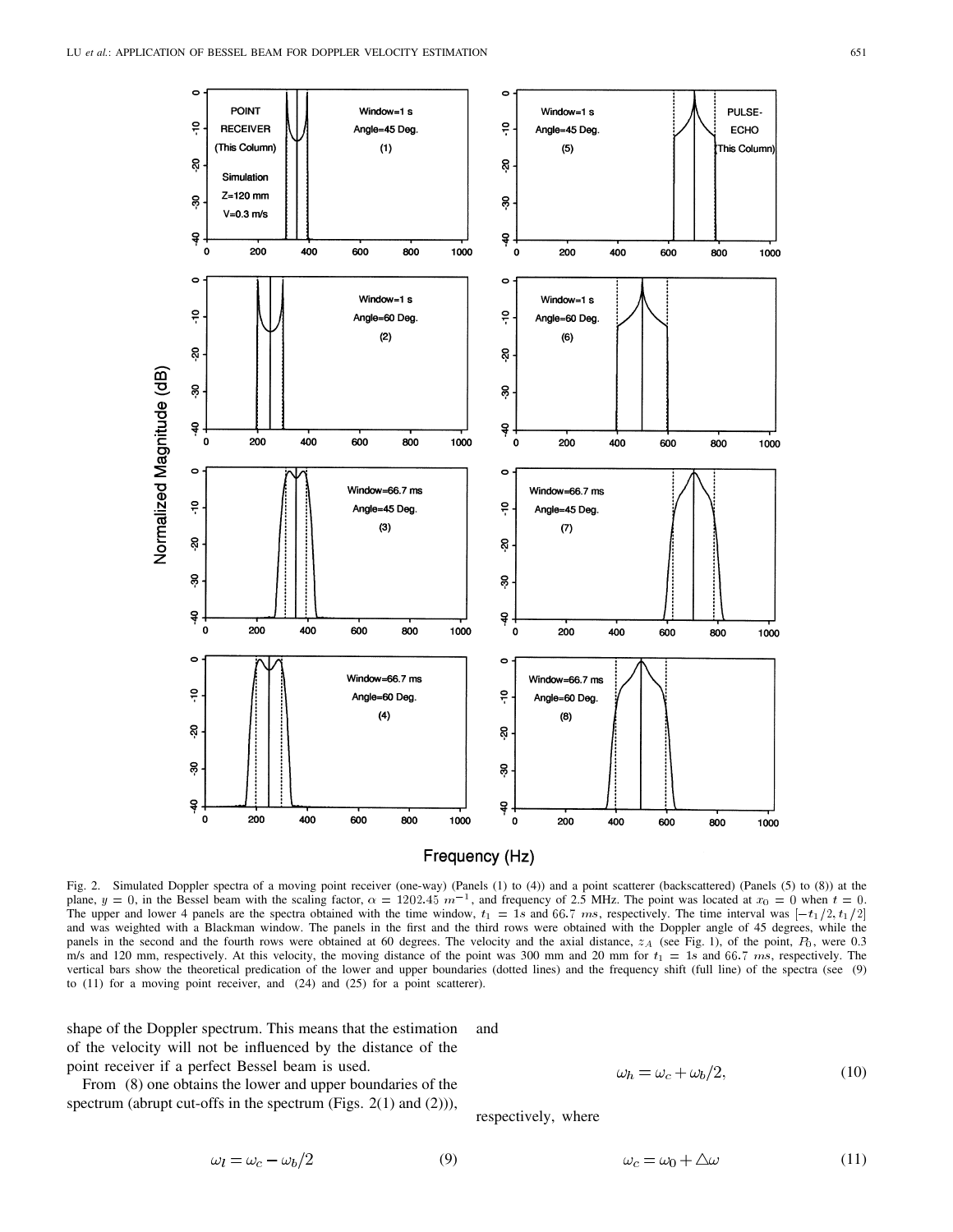Fig. 2. Simulated Doppler spectra of a moving point receiver (one-way) (Panels (1) to (4)) and a point scatterer (backscattered) (Panels (5) to (8)) at the plane, $y = 0$, in the Bessel beam with the scaling factor, $\alpha = 1202.45\ m^{-1}$, and frequency of 2.5 MHz. The point was located at $x_0 = 0$ when $t = 0$. The upper and lower 4 panels are the spectra obtained with the time window, $t_1 = 1s$ and $66.7\ ms$, respectively. The time interval was $[-t_1/2, t_1/2]$ and was weighted with a Blackman window. The panels in the first and the third rows were obtained with the Doppler angle of 45 degrees, while the panels in the second and the fourth rows were obtained at 60 degrees. The velocity and the axial distance, $z_A$ (see Fig. 1), of the point, $P_0$, were 0.3 m/s and 120 mm, respectively. At this velocity, the moving distance of the point was 300 mm and 20 mm for $t_1 = 1s$ and $66.7\ ms$, respectively. The vertical bars show the theoretical predication of the lower and upper boundaries (dotted lines) and the frequency shift (full line) of the spectra (see (9) to (11) for a moving point receiver, and (24) and (25) for a point scatterer).

shape of the Doppler spectrum. This means that the estimation of the velocity will not be influenced by the distance of the point receiver if a perfect Bessel beam is used.

From (8) one obtains the lower and upper boundaries of the spectrum (abrupt cut-offs in the spectrum (Figs. 2(1) and (2))),

$$\omega_l = \omega_c - \omega_b/2 \tag{9}$$

and

$$\omega_h = \omega_c + \omega_b/2, \tag{10}$$

respectively, where

$$\omega_c = \omega_0 + \triangle\omega \tag{11}$$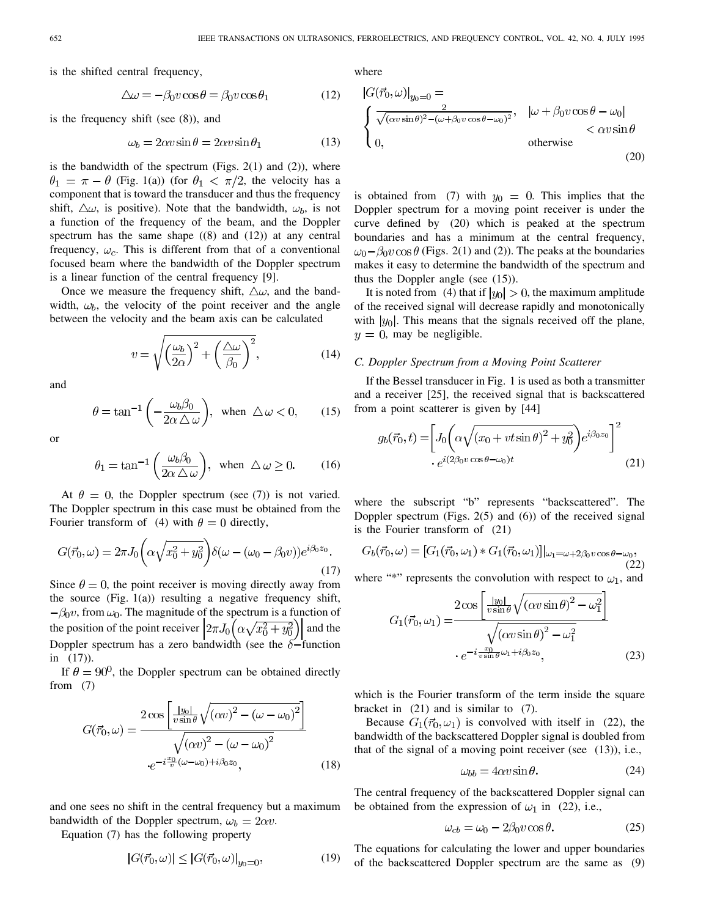is the shifted central frequency,

$$\triangle\omega = -\beta_0 v \cos\theta = \beta_0 v \cos\theta_1 \tag{12}$$

is the frequency shift (see (8)), and

$$\omega_b = 2\alpha v \sin\theta = 2\alpha v \sin\theta_1 \tag{13}$$

is the bandwidth of the spectrum (Figs. 2(1) and (2)), where $\theta_1 = \pi - \theta$ (Fig. 1(a)) (for $\theta_1 < \pi/2$, the velocity has a component that is toward the transducer and thus the frequency shift, $\triangle\omega$, is positive). Note that the bandwidth, $\omega_b$, is not a function of the frequency of the beam, and the Doppler spectrum has the same shape ((8) and (12)) at any central frequency, $\omega_c$. This is different from that of a conventional focused beam where the bandwidth of the Doppler spectrum is a linear function of the central frequency [9].

Once we measure the frequency shift, $\triangle\omega$, and the bandwidth, $\omega_b$, the velocity of the point receiver and the angle between the velocity and the beam axis can be calculated

$$v = \sqrt{\left(\frac{\omega_b}{2\alpha}\right)^2 + \left(\frac{\triangle\omega}{\beta_0}\right)^2}, \tag{14}$$

and

$$\theta = \tan^{-1}\left(-\frac{\omega_b \beta_0}{2\alpha \triangle\omega}\right), \quad \text{when } \triangle\omega < 0, \tag{15}$$

or

$$\theta_1 = \tan^{-1}\left(\frac{\omega_b \beta_0}{2\alpha \triangle\omega}\right), \quad \text{when } \triangle\omega \geq 0. \tag{16}$$

At $\theta = 0$, the Doppler spectrum (see (7)) is not varied. The Doppler spectrum in this case must be obtained from the Fourier transform of (4) with $\theta = 0$ directly,

$$G(\vec{r}_0, \omega) = 2\pi J_0\left(\alpha\sqrt{x_0^2 + y_0^2}\right)\delta(\omega - (\omega_0 - \beta_0 v))e^{i\beta_0 z_0}. \tag{17}$$

Since $\theta = 0$, the point receiver is moving directly away from the source (Fig. 1(a)) resulting a negative frequency shift, $-\beta_0 v$, from $\omega_0$. The magnitude of the spectrum is a function of the position of the point receiver $\left|2\pi J_0\left(\alpha\sqrt{x_0^2 + y_0^2}\right)\right|$ and the Doppler spectrum has a zero bandwidth (see the $\delta$−function in (17)).

If $\theta = 90^0$, the Doppler spectrum can be obtained directly from (7)

$$G(\vec{r}_0, \omega) = \frac{2\cos\left[\frac{|y_0|}{v\sin\theta}\sqrt{(\alpha v)^2 - (\omega - \omega_0)^2}\right]}{\sqrt{(\alpha v)^2 - (\omega - \omega_0)^2}} \cdot e^{-i\frac{x_0}{v}(\omega - \omega_0) + i\beta_0 z_0}, \tag{18}$$

and one sees no shift in the central frequency but a maximum bandwidth of the Doppler spectrum, $\omega_b = 2\alpha v$.

Equation (7) has the following property

$$|G(\vec{r}_0, \omega)| \leq |G(\vec{r}_0, \omega)|_{y_0 = 0}, \tag{19}$$

where

$$|G(\vec{r}_0, \omega)|_{y_0=0} = \begin{cases} \frac{2}{\sqrt{(\alpha v \sin\theta)^2 - (\omega + \beta_0 v\cos\theta - \omega_0)^2}}, & |\omega + \beta_0 v \cos\theta - \omega_0| < \alpha v \sin\theta \\ 0, & \text{otherwise} \end{cases} \tag{20}$$

is obtained from (7) with $y_0 = 0$. This implies that the Doppler spectrum for a moving point receiver is under the curve defined by (20) which is peaked at the spectrum boundaries and has a minimum at the central frequency, $\omega_0 - \beta_0 v \cos\theta$ (Figs. 2(1) and (2)). The peaks at the boundaries makes it easy to determine the bandwidth of the spectrum and thus the Doppler angle (see (15)).

It is noted from (4) that if $|y_0| > 0$, the maximum amplitude of the received signal will decrease rapidly and monotonically with $|y_0|$. This means that the signals received off the plane, $y = 0$, may be negligible.

### C. Doppler Spectrum from a Moving Point Scatterer

If the Bessel transducer in Fig. 1 is used as both a transmitter and a receiver [25], the received signal that is backscattered from a point scatterer is given by [44]

$$g_b(\vec{r}_0, t) = \left[J_0\left(\alpha\sqrt{(x_0 + vt\sin\theta)^2 + y_0^2}\right)e^{i\beta_0 z_0}\right]^2 \cdot e^{i(2\beta_0 v\cos\theta - \omega_0)t} \tag{21}$$

where the subscript "b" represents "backscattered". The Doppler spectrum (Figs. 2(5) and (6)) of the received signal is the Fourier transform of (21)

$$G_b(\vec{r}_0, \omega) = [G_1(\vec{r}_0, \omega_1) * G_1(\vec{r}_0, \omega_1)]|_{\omega_1 = \omega + 2\beta_0 v\cos\theta - \omega_0}, \tag{22}$$

where "*" represents the convolution with respect to $\omega_1$, and

$$G_1(\vec{r}_0, \omega_1) = \frac{2\cos\left[\frac{|y_0|}{v\sin\theta}\sqrt{(\alpha v\sin\theta)^2 - \omega_1^2}\right]}{\sqrt{(\alpha v \sin\theta)^2 - \omega_1^2}} \cdot e^{-i\frac{x_0}{v\sin\theta}\omega_1 + i\beta_0 z_0}, \tag{23}$$

which is the Fourier transform of the term inside the square bracket in (21) and is similar to (7).

Because $G_1(\vec{r}_0, \omega_1)$ is convolved with itself in (22), the bandwidth of the backscattered Doppler signal is doubled from that of the signal of a moving point receiver (see (13)), i.e.,

$$\omega_{bb} = 4\alpha v \sin\theta. \tag{24}$$

The central frequency of the backscattered Doppler signal can be obtained from the expression of $\omega_1$ in (22), i.e.,

$$\omega_{cb} = \omega_0 - 2\beta_0 v \cos\theta. \tag{25}$$

The equations for calculating the lower and upper boundaries of the backscattered Doppler spectrum are the same as (9)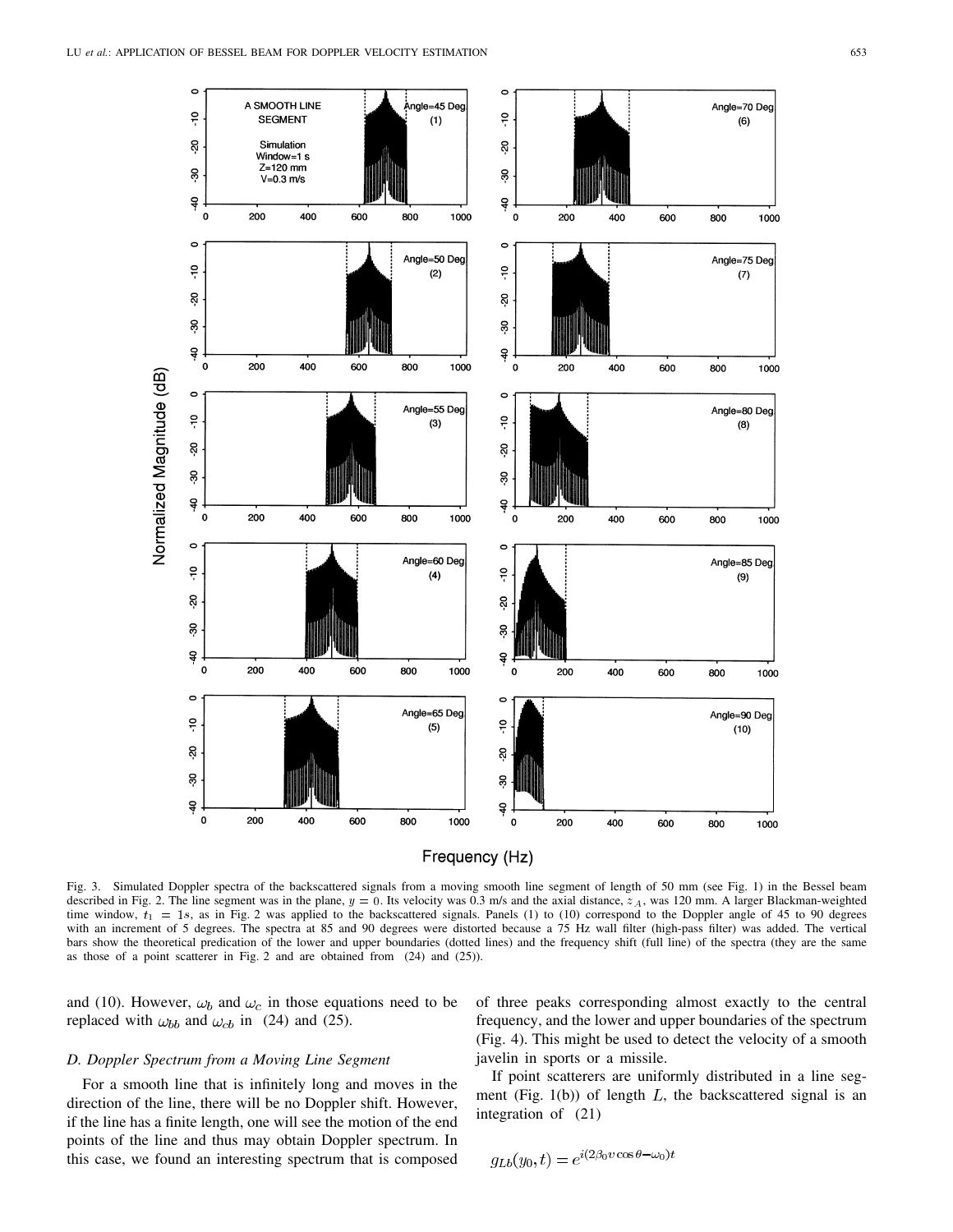Fig. 3. Simulated Doppler spectra of the backscattered signals from a moving smooth line segment of length of 50 mm (see Fig. 1) in the Bessel beam described in Fig. 2. The line segment was in the plane, $y = 0$. Its velocity was 0.3 m/s and the axial distance, $z_A$, was 120 mm. A larger Blackman-weighted time window, $t_1 = 1s$, as in Fig. 2 was applied to the backscattered signals. Panels (1) to (10) correspond to the Doppler angle of 45 to 90 degrees with an increment of 5 degrees. The spectra at 85 and 90 degrees were distorted because a 75 Hz wall filter (high-pass filter) was added. The vertical bars show the theoretical predication of the lower and upper boundaries (dotted lines) and the frequency shift (full line) of the spectra (they are the same as those of a point scatterer in Fig. 2 and are obtained from (24) and (25)).

and (10). However, $\omega_b$ and $\omega_c$ in those equations need to be replaced with $\omega_{bb}$ and $\omega_{cb}$ in (24) and (25).

### D. Doppler Spectrum from a Moving Line Segment

For a smooth line that is infinitely long and moves in the direction of the line, there will be no Doppler shift. However, if the line has a finite length, one will see the motion of the end points of the line and thus may obtain Doppler spectrum. In this case, we found an interesting spectrum that is composed of three peaks corresponding almost exactly to the central frequency, and the lower and upper boundaries of the spectrum (Fig. 4). This might be used to detect the velocity of a smooth javelin in sports or a missile.

If point scatterers are uniformly distributed in a line segment (Fig. 1(b)) of length $L$, the backscattered signal is an integration of (21)

$$g_{Lb}(y_0, t) = e^{i(2\beta_0 v \cos\theta - \omega_0)t}$$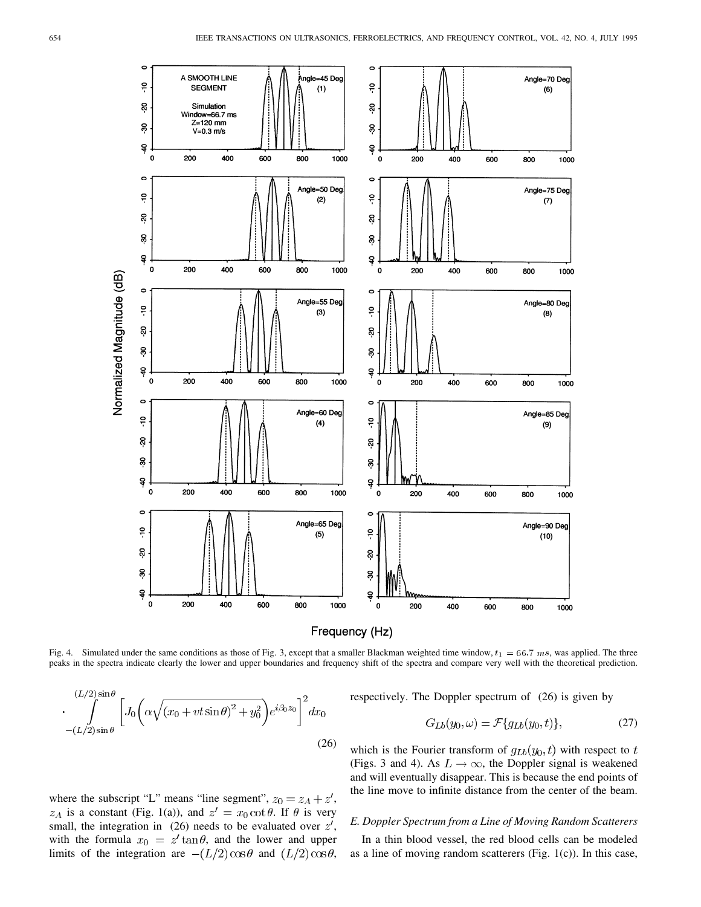Fig. 4. Simulated under the same conditions as those of Fig. 3, except that a smaller Blackman weighted time window, $t_1 = 66.7\ ms$, was applied. The three peaks in the spectra indicate clearly the lower and upper boundaries and frequency shift of the spectra and compare very well with the theoretical prediction.

$$\cdot \int_{-(L/2)\sin\theta}^{(L/2)\sin\theta} \left[ J_0\left(\alpha\sqrt{(x_0+vt\sin\theta)^2+y_0^2}\right)e^{i\beta_0 z_0}\right]^2 dx_0 \tag{26}$$

where the subscript "L" means "line segment", $z_0 = z_A + z'$, $z_A$ is a constant (Fig. 1(a)), and $z' = x_0 \cot\theta$. If $\theta$ is very small, the integration in (26) needs to be evaluated over $z'$, with the formula $x_0 = z' \tan\theta$, and the lower and upper limits of the integration are $-(L/2)\cos\theta$ and $(L/2)\cos\theta$, respectively. The Doppler spectrum of (26) is given by

$$G_{Lb}(y_0, \omega) = \mathcal{F}\{g_{Lb}(y_0, t)\}, \tag{27}$$

which is the Fourier transform of $g_{Lb}(y_0, t)$ with respect to $t$ (Figs. 3 and 4). As $L \to \infty$, the Doppler signal is weakened and will eventually disappear. This is because the end points of the line move to infinite distance from the center of the beam.

### E. Doppler Spectrum from a Line of Moving Random Scatterers

In a thin blood vessel, the red blood cells can be modeled as a line of moving random scatterers (Fig. 1(c)). In this case,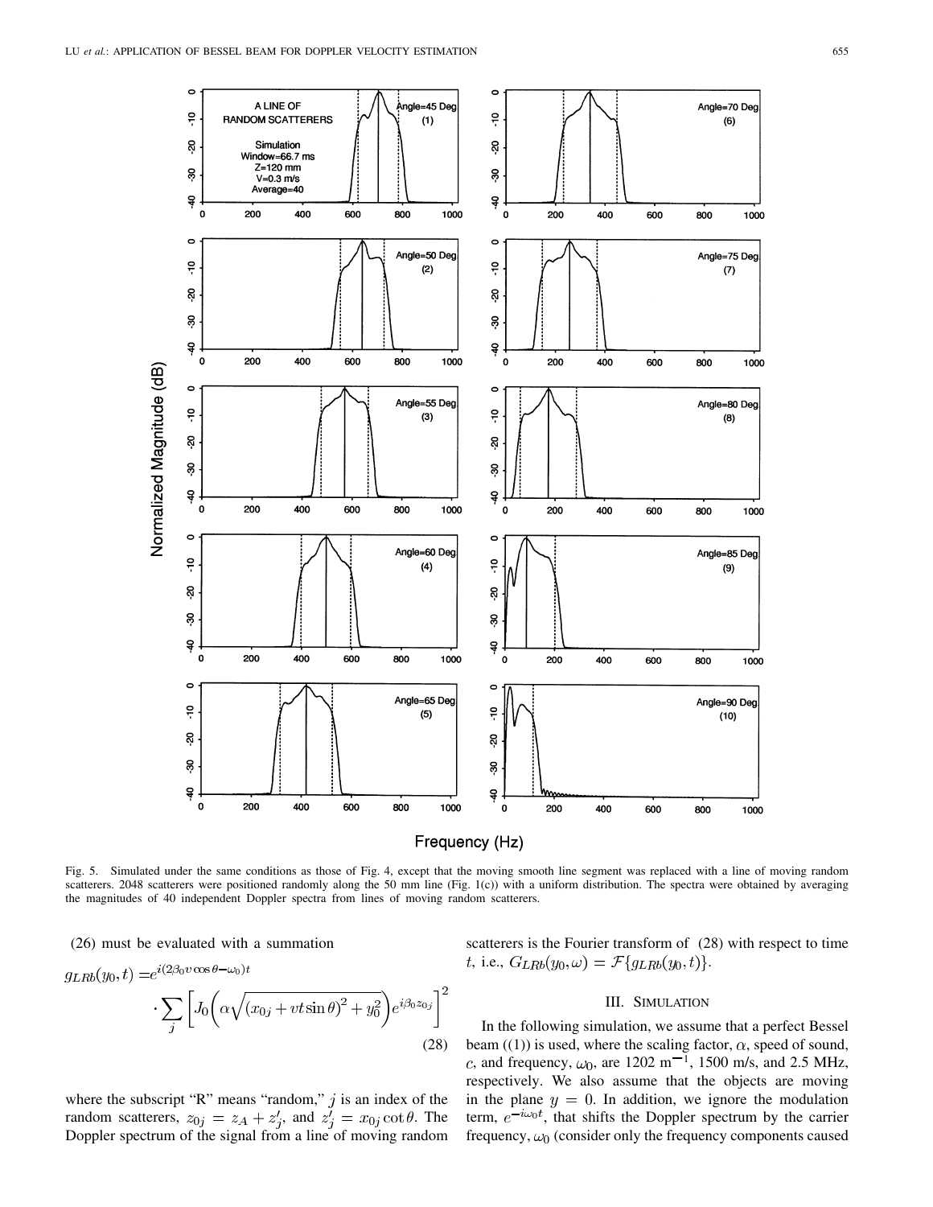Fig. 5. Simulated under the same conditions as those of Fig. 4, except that the moving smooth line segment was replaced with a line of moving random scatterers. 2048 scatterers were positioned randomly along the 50 mm line (Fig. 1(c)) with a uniform distribution. The spectra were obtained by averaging the magnitudes of 40 independent Doppler spectra from lines of moving random scatterers.

(26) must be evaluated with a summation

$$g_{LRb}(y_0,t) = e^{i(2\beta_0 v\cos\theta - \omega_0)t} \cdot \sum_j \left[ J_0\left(\alpha\sqrt{(x_{0j}+vt\sin\theta)^2+y_0^2}\right)e^{i\beta_0 z_{0j}}\right]^2 \tag{28}$$

where the subscript "R" means "random," $j$ is an index of the random scatterers, $z_{0j} = z_A + z'_j$, and $z'_j = x_{0j}\cot\theta$. The Doppler spectrum of the signal from a line of moving random scatterers is the Fourier transform of (28) with respect to time $t$, i.e., $G_{LRb}(y_0,\omega) = \mathcal{F}\{g_{LRb}(y_0,t)\}$.

## III. Simulation

In the following simulation, we assume that a perfect Bessel beam ((1)) is used, where the scaling factor, $\alpha$, speed of sound, $c$, and frequency, $\omega_0$, are 1202 m$^{-1}$, 1500 m/s, and 2.5 MHz, respectively. We also assume that the objects are moving in the plane $y = 0$. In addition, we ignore the modulation term, $e^{-i\omega_0 t}$, that shifts the Doppler spectrum by the carrier frequency, $\omega_0$ (consider only the frequency components caused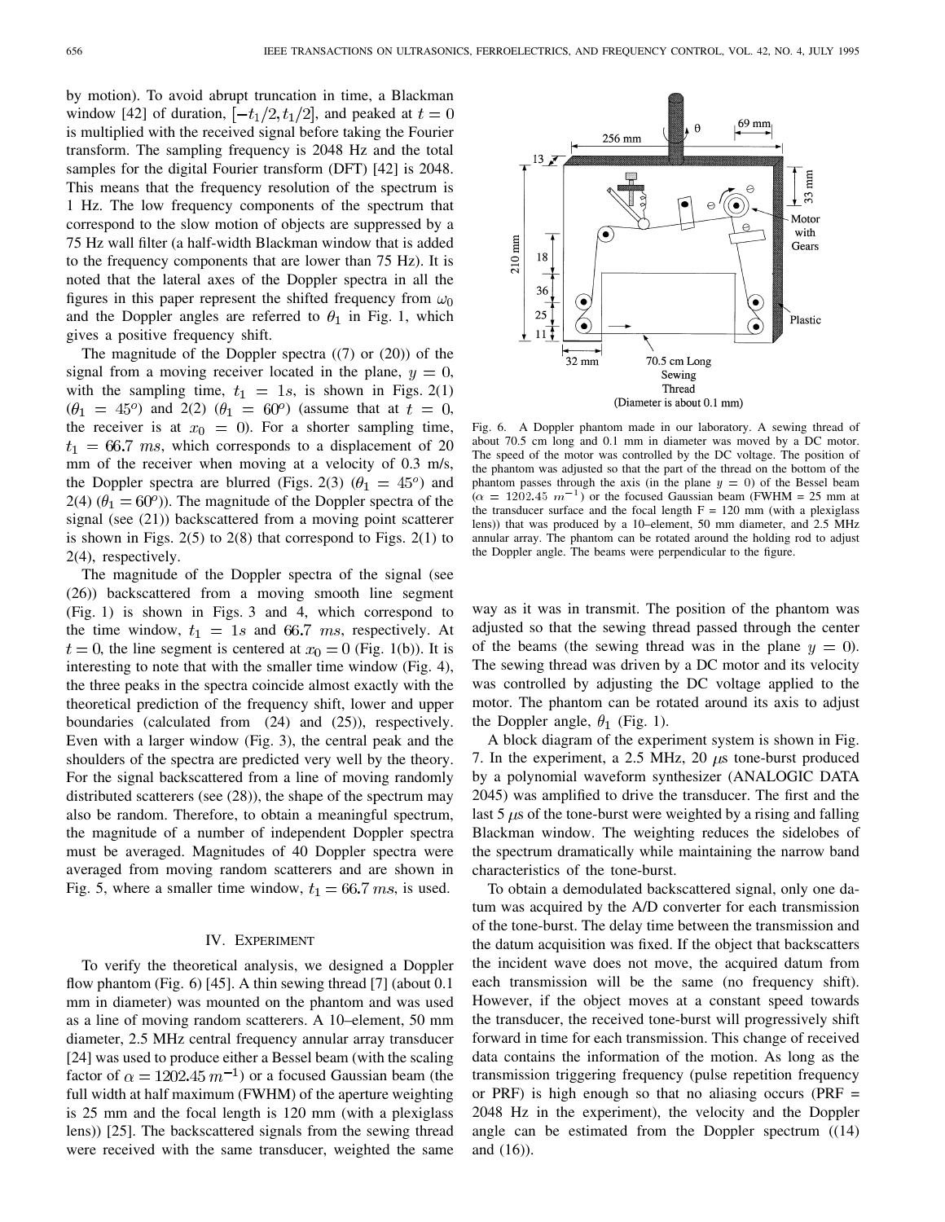by motion). To avoid abrupt truncation in time, a Blackman window [42] of duration, $[-t_1/2, t_1/2]$, and peaked at $t = 0$ is multiplied with the received signal before taking the Fourier transform. The sampling frequency is 2048 Hz and the total samples for the digital Fourier transform (DFT) [42] is 2048. This means that the frequency resolution of the spectrum is 1 Hz. The low frequency components of the spectrum that correspond to the slow motion of objects are suppressed by a 75 Hz wall filter (a half-width Blackman window that is added to the frequency components that are lower than 75 Hz). It is noted that the lateral axes of the Doppler spectra in all the figures in this paper represent the shifted frequency from $\omega_0$ and the Doppler angles are referred to $\theta_1$ in Fig. 1, which gives a positive frequency shift.

The magnitude of the Doppler spectra ((7) or (20)) of the signal from a moving receiver located in the plane, $y = 0$, with the sampling time, $t_1 = 1s$, is shown in Figs. 2(1) ($\theta_1 = 45^o$) and 2(2) ($\theta_1 = 60^o$) (assume that at $t = 0$, the receiver is at $x_0 = 0$). For a shorter sampling time, $t_1 = 66.7\ ms$, which corresponds to a displacement of 20 mm of the receiver when moving at a velocity of 0.3 m/s, the Doppler spectra are blurred (Figs. 2(3) ($\theta_1 = 45^o$) and 2(4) ($\theta_1 = 60^o$)). The magnitude of the Doppler spectra of the signal (see (21)) backscattered from a moving point scatterer is shown in Figs. 2(5) to 2(8) that correspond to Figs. 2(1) to 2(4), respectively.

The magnitude of the Doppler spectra of the signal (see (26)) backscattered from a moving smooth line segment (Fig. 1) is shown in Figs. 3 and 4, which correspond to the time window, $t_1 = 1s$ and $66.7\ ms$, respectively. At $t = 0$, the line segment is centered at $x_0 = 0$ (Fig. 1(b)). It is interesting to note that with the smaller time window (Fig. 4), the three peaks in the spectra coincide almost exactly with the theoretical prediction of the frequency shift, lower and upper boundaries (calculated from (24) and (25)), respectively. Even with a larger window (Fig. 3), the central peak and the shoulders of the spectra are predicted very well by the theory. For the signal backscattered from a line of moving randomly distributed scatterers (see (28)), the shape of the spectrum may also be random. Therefore, to obtain a meaningful spectrum, the magnitude of a number of independent Doppler spectra must be averaged. Magnitudes of 40 Doppler spectra were averaged from moving random scatterers and are shown in Fig. 5, where a smaller time window, $t_1 = 66.7\ ms$, is used.

## IV. Experiment

To verify the theoretical analysis, we designed a Doppler flow phantom (Fig. 6) [45]. A thin sewing thread [7] (about 0.1 mm in diameter) was mounted on the phantom and was used as a line of moving random scatterers. A 10–element, 50 mm diameter, 2.5 MHz central frequency annular array transducer [24] was used to produce either a Bessel beam (with the scaling factor of $\alpha = 1202.45\ m^{-1}$) or a focused Gaussian beam (the full width at half maximum (FWHM) of the aperture weighting is 25 mm and the focal length is 120 mm (with a plexiglass lens)) [25]. The backscattered signals from the sewing thread were received with the same transducer, weighted the same way as it was in transmit. The position of the phantom was adjusted so that the sewing thread passed through the center of the beams (the sewing thread was in the plane $y = 0$). The sewing thread was driven by a DC motor and its velocity was controlled by adjusting the DC voltage applied to the motor. The phantom can be rotated around its axis to adjust the Doppler angle, $\theta_1$ (Fig. 1).

Fig. 6. A Doppler phantom made in our laboratory. A sewing thread of about 70.5 cm long and 0.1 mm in diameter was moved by a DC motor. The speed of the motor was controlled by the DC voltage. The position of the phantom was adjusted so that the part of the thread on the bottom of the phantom passes through the axis (in the plane $y = 0$) of the Bessel beam ($\alpha = 1202.45\ m^{-1}$) or the focused Gaussian beam (FWHM = 25 mm at the transducer surface and the focal length F = 120 mm (with a plexiglass lens)) that was produced by a 10–element, 50 mm diameter, and 2.5 MHz annular array. The phantom can be rotated around the holding rod to adjust the Doppler angle. The beams were perpendicular to the figure.

A block diagram of the experiment system is shown in Fig. 7. In the experiment, a 2.5 MHz, 20 $\mu$s tone-burst produced by a polynomial waveform synthesizer (ANALOGIC DATA 2045) was amplified to drive the transducer. The first and the last 5 $\mu$s of the tone-burst were weighted by a rising and falling Blackman window. The weighting reduces the sidelobes of the spectrum dramatically while maintaining the narrow band characteristics of the tone-burst.

To obtain a demodulated backscattered signal, only one datum was acquired by the A/D converter for each transmission of the tone-burst. The delay time between the transmission and the datum acquisition was fixed. If the object that backscatters the incident wave does not move, the acquired datum from each transmission will be the same (no frequency shift). However, if the object moves at a constant speed towards the transducer, the received tone-burst will progressively shift forward in time for each transmission. This change of received data contains the information of the motion. As long as the transmission triggering frequency (pulse repetition frequency or PRF) is high enough so that no aliasing occurs (PRF = 2048 Hz in the experiment), the velocity and the Doppler angle can be estimated from the Doppler spectrum ((14) and (16)).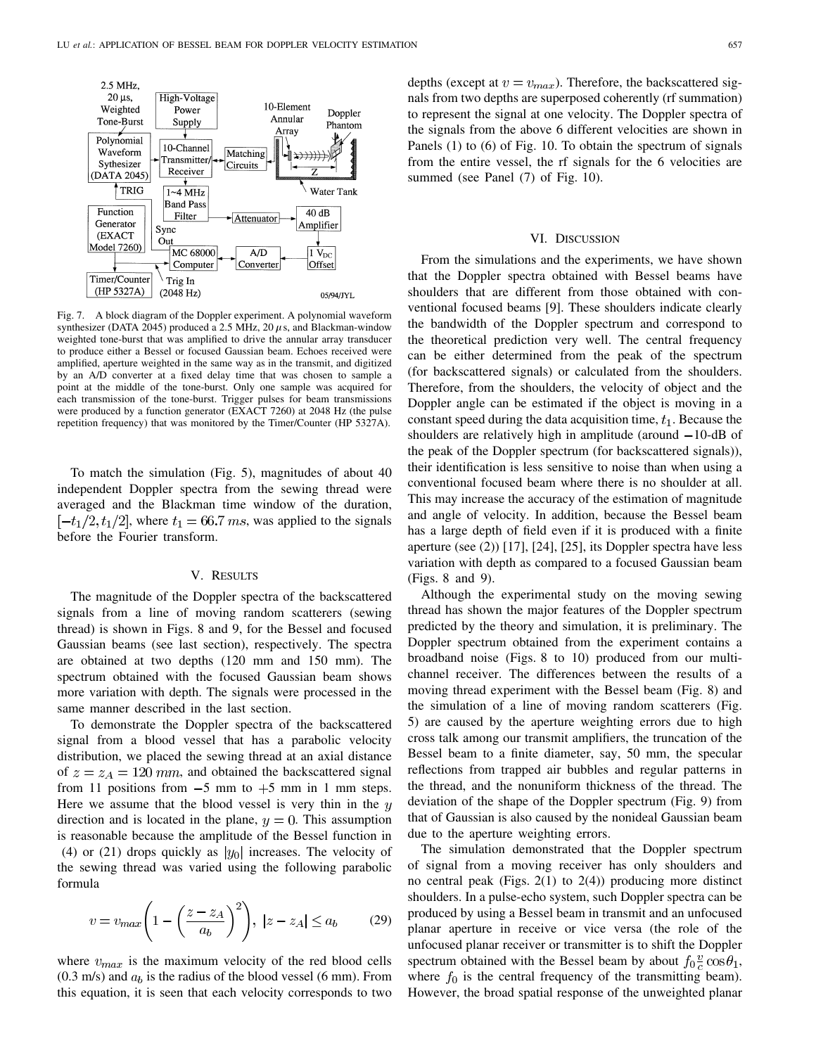Fig. 7. A block diagram of the Doppler experiment. A polynomial waveform synthesizer (DATA 2045) produced a 2.5 MHz, 20 $\mu$s, and Blackman-window weighted tone-burst that was amplified to drive the annular array transducer to produce either a Bessel or focused Gaussian beam. Echoes received were amplified, aperture weighted in the same way as in the transmit, and digitized by an A/D converter at a fixed delay time that was chosen to sample a point at the middle of the tone-burst. Only one sample was acquired for each transmission of the tone-burst. Trigger pulses for beam transmissions were produced by a function generator (EXACT 7260) at 2048 Hz (the pulse repetition frequency) that was monitored by the Timer/Counter (HP 5327A).

To match the simulation (Fig. 5), magnitudes of about 40 independent Doppler spectra from the sewing thread were averaged and the Blackman time window of the duration, $[-t_1/2, t_1/2]$, where $t_1 = 66.7\ ms$, was applied to the signals before the Fourier transform.

## V. Results

The magnitude of the Doppler spectra of the backscattered signals from a line of moving random scatterers (sewing thread) is shown in Figs. 8 and 9, for the Bessel and focused Gaussian beams (see last section), respectively. The spectra are obtained at two depths (120 mm and 150 mm). The spectrum obtained with the focused Gaussian beam shows more variation with depth. The signals were processed in the same manner described in the last section.

To demonstrate the Doppler spectra of the backscattered signal from a blood vessel that has a parabolic velocity distribution, we placed the sewing thread at an axial distance of $z = z_A = 120\ mm$, and obtained the backscattered signal from 11 positions from $-5$ mm to $+5$ mm in 1 mm steps. Here we assume that the blood vessel is very thin in the $y$ direction and is located in the plane, $y = 0$. This assumption is reasonable because the amplitude of the Bessel function in (4) or (21) drops quickly as $|y_0|$ increases. The velocity of the sewing thread was varied using the following parabolic formula

$$v = v_{max}\left(1 - \left(\frac{z - z_A}{a_b}\right)^2\right), \ |z - z_A| \leq a_b \tag{29}$$

where $v_{max}$ is the maximum velocity of the red blood cells (0.3 m/s) and $a_b$ is the radius of the blood vessel (6 mm). From this equation, it is seen that each velocity corresponds to two depths (except at $v = v_{max}$). Therefore, the backscattered signals from two depths are superposed coherently (rf summation) to represent the signal at one velocity. The Doppler spectra of the signals from the above 6 different velocities are shown in Panels (1) to (6) of Fig. 10. To obtain the spectrum of signals from the entire vessel, the rf signals for the 6 velocities are summed (see Panel (7) of Fig. 10).

## VI. Discussion

From the simulations and the experiments, we have shown that the Doppler spectra obtained with Bessel beams have shoulders that are different from those obtained with conventional focused beams [9]. These shoulders indicate clearly the bandwidth of the Doppler spectrum and correspond to the theoretical prediction very well. The central frequency can be either determined from the peak of the spectrum (for backscattered signals) or calculated from the shoulders. Therefore, from the shoulders, the velocity of object and the Doppler angle can be estimated if the object is moving in a constant speed during the data acquisition time, $t_1$. Because the shoulders are relatively high in amplitude (around $-10$-dB of the peak of the Doppler spectrum (for backscattered signals)), their identification is less sensitive to noise than when using a conventional focused beam where there is no shoulder at all. This may increase the accuracy of the estimation of magnitude and angle of velocity. In addition, because the Bessel beam has a large depth of field even if it is produced with a finite aperture (see (2)) [17], [24], [25], its Doppler spectra have less variation with depth as compared to a focused Gaussian beam (Figs. 8 and 9).

Although the experimental study on the moving sewing thread has shown the major features of the Doppler spectrum predicted by the theory and simulation, it is preliminary. The Doppler spectrum obtained from the experiment contains a broadband noise (Figs. 8 to 10) produced from our multi-channel receiver. The differences between the results of a moving thread experiment with the Bessel beam (Fig. 8) and the simulation of a line of moving random scatterers (Fig. 5) are caused by the aperture weighting errors due to high cross talk among our transmit amplifiers, the truncation of the Bessel beam to a finite diameter, say, 50 mm, the specular reflections from trapped air bubbles and regular patterns in the thread, and the nonuniform thickness of the thread. The deviation of the shape of the Doppler spectrum (Fig. 9) from that of Gaussian is also caused by the nonideal Gaussian beam due to the aperture weighting errors.

The simulation demonstrated that the Doppler spectrum of signal from a moving receiver has only shoulders and no central peak (Figs. 2(1) to 2(4)) producing more distinct shoulders. In a pulse-echo system, such Doppler spectra can be produced by using a Bessel beam in transmit and an unfocused planar aperture in receive or vice versa (the role of the unfocused planar receiver or transmitter is to shift the Doppler spectrum obtained with the Bessel beam by about $f_0 \frac{v}{c} \cos\theta_1$, where $f_0$ is the central frequency of the transmitting beam). However, the broad spatial response of the unweighted planar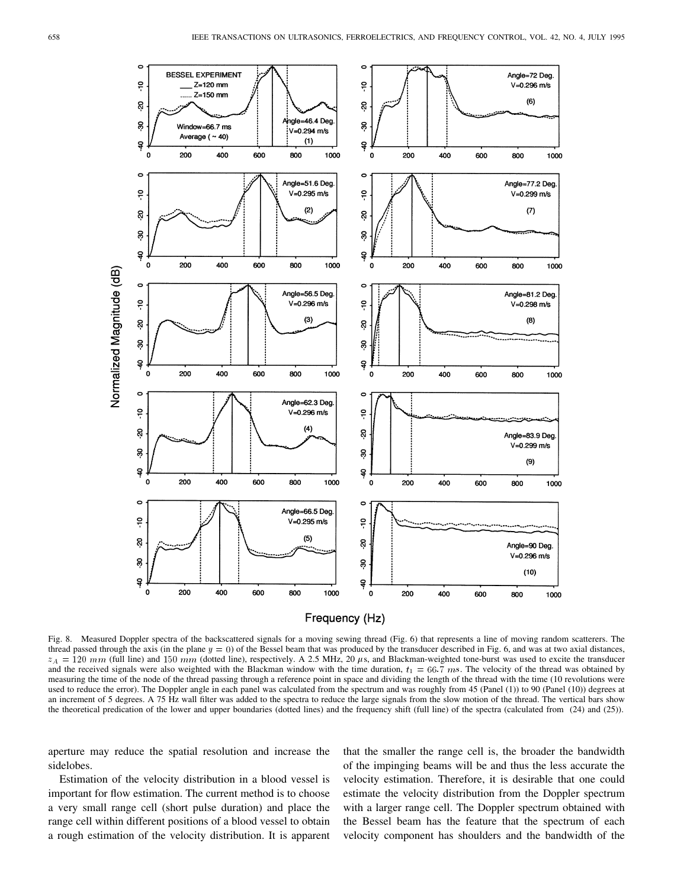Fig. 8. Measured Doppler spectra of the backscattered signals for a moving sewing thread (Fig. 6) that represents a line of moving random scatterers. The thread passed through the axis (in the plane $y = 0$) of the Bessel beam that was produced by the transducer described in Fig. 6, and was at two axial distances, $z_A = 120$ $mm$ (full line) and $150$ $mm$ (dotted line), respectively. A 2.5 MHz, 20 $\mu$s, and Blackman-weighted tone-burst was used to excite the transducer and the received signals were also weighted with the Blackman window with the time duration, $t_1 = 66.7$ $ms$. The velocity of the thread was obtained by measuring the time of the node of the thread passing through a reference point in space and dividing the length of the thread with the time (10 revolutions were used to reduce the error). The Doppler angle in each panel was calculated from the spectrum and was roughly from 45 (Panel (1)) to 90 (Panel (10)) degrees at an increment of 5 degrees. A 75 Hz wall filter was added to the spectra to reduce the large signals from the slow motion of the thread. The vertical bars show the theoretical predication of the lower and upper boundaries (dotted lines) and the frequency shift (full line) of the spectra (calculated from (24) and (25)).

aperture may reduce the spatial resolution and increase the sidelobes.

Estimation of the velocity distribution in a blood vessel is important for flow estimation. The current method is to choose a very small range cell (short pulse duration) and place the range cell within different positions of a blood vessel to obtain a rough estimation of the velocity distribution. It is apparent that the smaller the range cell is, the broader the bandwidth of the impinging beams will be and thus the less accurate the velocity estimation. Therefore, it is desirable that one could estimate the velocity distribution from the Doppler spectrum with a larger range cell. The Doppler spectrum obtained with the Bessel beam has the feature that the spectrum of each velocity component has shoulders and the bandwidth of the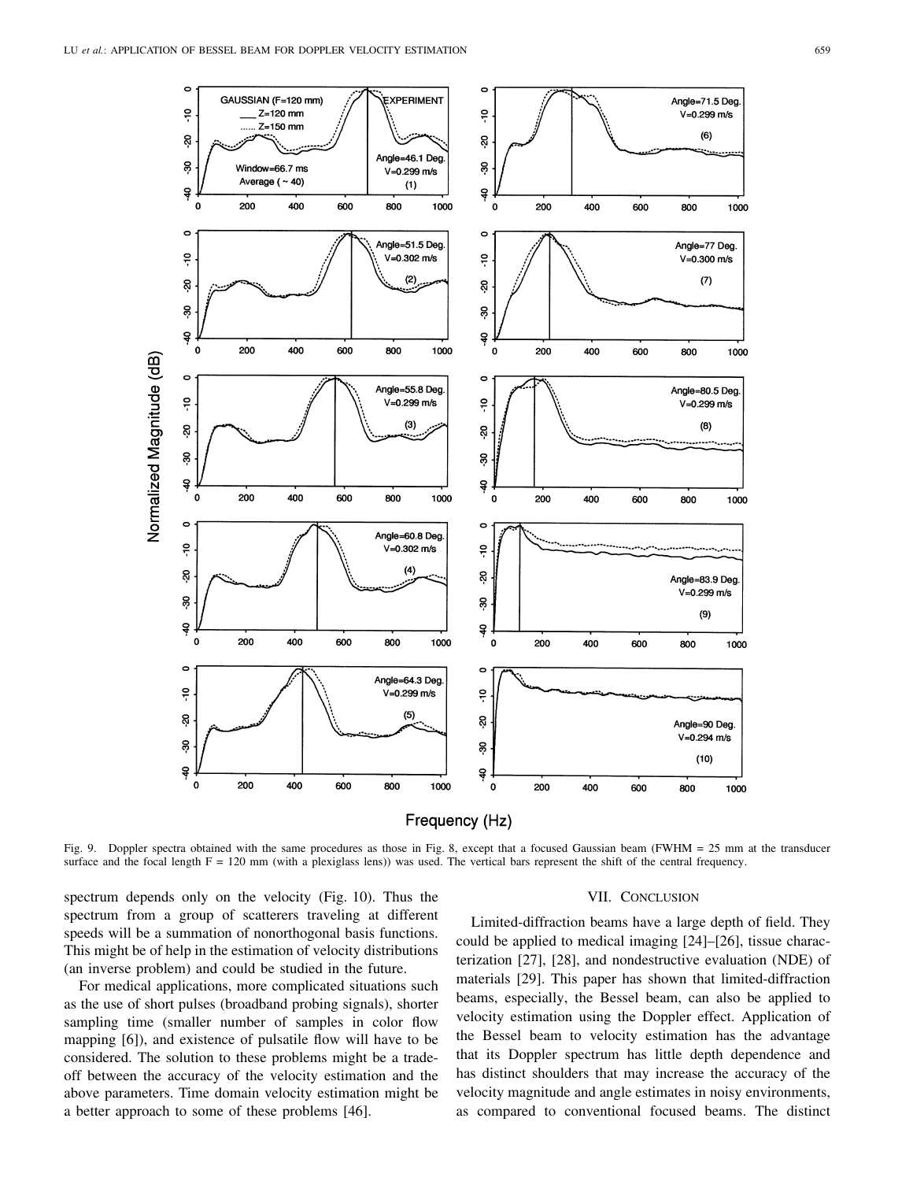Fig. 9. Doppler spectra obtained with the same procedures as those in Fig. 8, except that a focused Gaussian beam (FWHM = 25 mm at the transducer surface and the focal length F = 120 mm (with a plexiglass lens)) was used. The vertical bars represent the shift of the central frequency.

spectrum depends only on the velocity (Fig. 10). Thus the spectrum from a group of scatterers traveling at different speeds will be a summation of nonorthogonal basis functions. This might be of help in the estimation of velocity distributions (an inverse problem) and could be studied in the future.

For medical applications, more complicated situations such as the use of short pulses (broadband probing signals), shorter sampling time (smaller number of samples in color flow mapping [6]), and existence of pulsatile flow will have to be considered. The solution to these problems might be a tradeoff between the accuracy of the velocity estimation and the above parameters. Time domain velocity estimation might be a better approach to some of these problems [46].

## VII. Conclusion

Limited-diffraction beams have a large depth of field. They could be applied to medical imaging [24]–[26], tissue characterization [27], [28], and nondestructive evaluation (NDE) of materials [29]. This paper has shown that limited-diffraction beams, especially, the Bessel beam, can also be applied to velocity estimation using the Doppler effect. Application of the Bessel beam to velocity estimation has the advantage that its Doppler spectrum has little depth dependence and has distinct shoulders that may increase the accuracy of the velocity magnitude and angle estimates in noisy environments, as compared to conventional focused beams. The distinct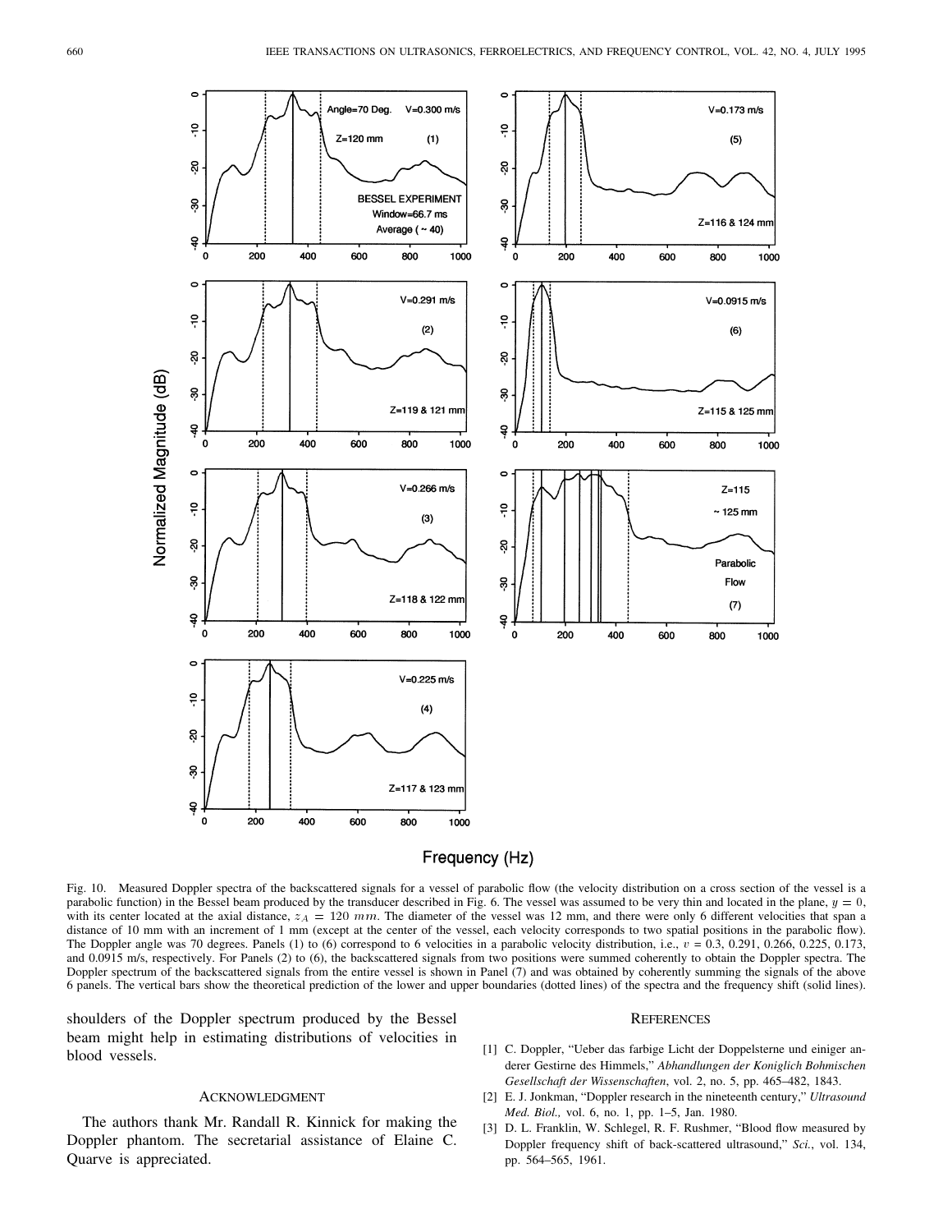Fig. 10. Measured Doppler spectra of the backscattered signals for a vessel of parabolic flow (the velocity distribution on a cross section of the vessel is a parabolic function) in the Bessel beam produced by the transducer described in Fig. 6. The vessel was assumed to be very thin and located in the plane, $y = 0$, with its center located at the axial distance, $z_A = 120$ $mm$. The diameter of the vessel was 12 mm, and there were only 6 different velocities that span a distance of 10 mm with an increment of 1 mm (except at the center of the vessel, each velocity corresponds to two spatial positions in the parabolic flow). The Doppler angle was 70 degrees. Panels (1) to (6) correspond to 6 velocities in a parabolic velocity distribution, i.e., $v = 0.3$, 0.291, 0.266, 0.225, 0.173, and 0.0915 m/s, respectively. For Panels (2) to (6), the backscattered signals from two positions were summed coherently to obtain the Doppler spectra. The Doppler spectrum of the backscattered signals from the entire vessel is shown in Panel (7) and was obtained by coherently summing the signals of the above 6 panels. The vertical bars show the theoretical prediction of the lower and upper boundaries (dotted lines) of the spectra and the frequency shift (solid lines).

shoulders of the Doppler spectrum produced by the Bessel beam might help in estimating distributions of velocities in blood vessels.

## Acknowledgment

The authors thank Mr. Randall R. Kinnick for making the Doppler phantom. The secretarial assistance of Elaine C. Quarve is appreciated.

## References

[1] C. Doppler, "Ueber das farbige Licht der Doppelsterne und einiger anderer Gestirne des Himmels," *Abhandlungen der Koniglich Bohmischen Gesellschaft der Wissenschaften*, vol. 2, no. 5, pp. 465–482, 1843.

[2] E. J. Jonkman, "Doppler research in the nineteenth century," *Ultrasound Med. Biol.,* vol. 6, no. 1, pp. 1–5, Jan. 1980.

[3] D. L. Franklin, W. Schlegel, R. F. Rushmer, "Blood flow measured by Doppler frequency shift of back-scattered ultrasound," *Sci.*, vol. 134, pp. 564–565, 1961.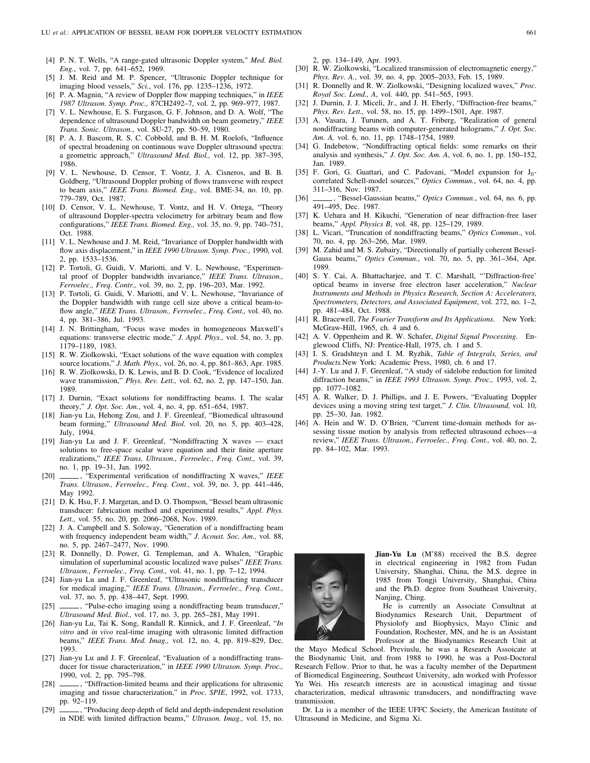[4] P. N. T. Wells, "A range-gated ultrasonic Doppler system," *Med. Biol. Eng.*, vol. 7, pp. 641–652, 1969.

[5] J. M. Reid and M. P. Spencer, "Ultrasonic Doppler technique for imaging blood vessels," *Sci.*, vol. 176, pp. 1235–1236, 1972.

[6] P. A. Magnin, "A review of Doppler flow mapping techniques," in *IEEE 1987 Ultrason. Symp. Proc.,* 87CH2492–7, vol. 2, pp. 969–977, 1987.

[7] V. L. Newhouse, E. S. Furgason, G. F. Johnson, and D. A. Wolf, "The dependence of ultrasound Doppler bandwidth on beam geometry," *IEEE Trans. Sonic. Ultrason.*, vol. SU-27, pp. 50–59, 1980.

[8] P. A. J. Bascom, R. S. C. Cobbold, and B. H. M. Roelofs, "Influence of spectral broadening on continuous wave Doppler ultrasound spectra: a geometric approach," *Ultrasound Med. Biol.,* vol. 12, pp. 387–395, 1986.

[9] V. L. Newhouse, D. Censor, T. Vontz, J. A. Cisneros, and B. B. Goldberg, "Ultrasound Doppler probing of flows transverse with respect to beam axis," *IEEE Trans. Biomed. Eng.,* vol. BME-34, no. 10, pp. 779–789, Oct. 1987.

[10] D. Censor, V. L. Newhouse, T. Vontz, and H. V. Ortega, "Theory of ultrasound Doppler-spectra velocimetry for arbitrary beam and flow configurations," *IEEE Trans. Biomed. Eng.,* vol. 35, no. 9, pp. 740–751, Oct. 1988.

[11] V. L. Newhouse and J. M. Reid, "Invariance of Doppler bandwidth with flow axis displacement," in *IEEE 1990 Ultrason. Symp. Proc.,* 1990, vol. 2, pp. 1533–1536.

[12] P. Tortoli, G. Guidi, V. Mariotti, and V. L. Newhouse, "Experimental proof of Doppler bandwidth invariance," *IEEE Trans. Ultrason., Ferroelec., Freq. Contr.,* vol. 39, no. 2, pp. 196–203, Mar. 1992.

[13] P. Tortoli, G. Guidi, V. Mariotti, and V. L. Newhouse, "Invariance of the Doppler bandwidth with range cell size above a critical beam-to-flow angle," *IEEE Trans. Ultrason., Ferroelec., Freq. Cont.,* vol. 40, no. 4, pp. 381–386, Jul. 1993.

[14] J. N. Brittingham, "Focus wave modes in homogeneous Maxwell's equations: transverse electric mode," *J. Appl. Phys.,* vol. 54, no. 3, pp. 1179–1189, 1983.

[15] R. W. Ziolkowski, "Exact solutions of the wave equation with complex source locations," *J. Math. Phys.,* vol. 26, no. 4, pp. 861–863, Apr. 1985.

[16] R. W. Ziolkowski, D. K. Lewis, and B. D. Cook, "Evidence of localized wave transmission," *Phys. Rev. Lett.,* vol. 62, no. 2, pp. 147–150, Jan. 1989.

[17] J. Durnin, "Exact solutions for nondiffracting beams. I. The scalar theory," *J. Opt. Soc. Am.*, vol. 4, no. 4, pp. 651–654, 1987.

[18] Jian-yu Lu, Hehong Zou, and J. F. Greenleaf, "Biomedical ultrasound beam forming," *Ultrasound Med. Biol.* vol. 20, no. 5, pp. 403–428, July, 1994.

[19] Jian-yu Lu and J. F. Greenleaf, "Nondiffracting X waves — exact solutions to free-space scalar wave equation and their finite aperture realizations," *IEEE Trans. Ultrason., Ferroelec., Freq. Cont.,* vol. 39, no. 1, pp. 19–31, Jan. 1992.

[20] ——, "Experimental verification of nondiffracting X waves," *IEEE Trans. Ultrason., Ferroelec., Freq. Cont.,* vol. 39, no. 3, pp. 441–446, May 1992.

[21] D. K. Hsu, F. J. Margetan, and D. O. Thompson, "Bessel beam ultrasonic transducer: fabrication method and experimental results," *Appl. Phys. Lett.,* vol. 55, no. 20, pp. 2066–2068, Nov. 1989.

[22] J. A. Campbell and S. Soloway, "Generation of a nondiffracting beam with frequency independent beam width," *J. Acoust. Soc. Am.,* vol. 88, no. 5, pp. 2467–2477, Nov. 1990.

[23] R. Donnelly, D. Power, G. Templeman, and A. Whalen, "Graphic simulation of superluminal acoustic localized wave pulses" *IEEE Trans. Ultrason., Ferroelec., Freq. Cont.,* vol. 41, no. 1, pp. 7–12, 1994.

[24] Jian-yu Lu and J. F. Greenleaf, "Ultrasonic nondiffracting transducer for medical imaging," *IEEE Trans. Ultrason., Ferroelec., Freq. Cont.,* vol. 37, no. 5, pp. 438–447, Sept. 1990.

[25] ——, "Pulse-echo imaging using a nondiffracting beam transducer," *Ultrasound Med. Biol.,* vol. 17, no. 3, pp. 265–281, May 1991.

[26] Jian-yu Lu, Tai K. Song, Randall R. Kinnick, and J. F. Greenleaf, "*In vitro* and *in vivo* real-time imaging with ultrasonic limited diffraction beams," *IEEE Trans. Med. Imag.,* vol. 12, no. 4, pp. 819–829, Dec. 1993.

[27] Jian-yu Lu and J. F. Greenleaf, "Evaluation of a nondiffracting transducer for tissue characterization," in *IEEE 1990 Ultrason. Symp. Proc.,* 1990, vol. 2, pp. 795–798.

[28] ——, "Diffraction-limited beams and their applications for ultrasonic imaging and tissue characterization," in *Proc. SPIE*, 1992, vol. 1733, pp. 92–119.

[29] ——, "Producing deep depth of field and depth-independent resolution in NDE with limited diffraction beams," *Ultrason. Imag.,* vol. 15, no. 2, pp. 134–149, Apr. 1993.

[30] R. W. Ziolkowski, "Localized transmission of electromagnetic energy," *Phys. Rev. A.*, vol. 39, no. 4, pp. 2005–2033, Feb. 15, 1989.

[31] R. Donnelly and R. W. Ziolkowski, "Designing localized waves," *Proc. Royal Soc. Lond., A*, vol. 440, pp. 541–565, 1993.

[32] J. Durnin, J. J. Miceli, Jr., and J. H. Eberly, "Diffraction-free beams," *Phys. Rev. Lett.,* vol. 58, no. 15, pp. 1499–1501, Apr. 1987.

[33] A. Vasara, J. Turunen, and A. T. Friberg, "Realization of general nondiffracting beams with computer-generated holograms," *J. Opt. Soc. Am. A,* vol. 6, no. 11, pp. 1748–1754, 1989.

[34] G. Indebetow, "Nondiffracting optical fields: some remarks on their analysis and synthesis," *J. Opt. Soc. Am. A*, vol. 6, no. 1, pp. 150–152, Jan. 1989.

[35] F. Gori, G. Guattari, and C. Padovani, "Model expansion for $J_0$-correlated Schell-model sources," *Optics Commun.*, vol. 64, no. 4, pp. 311–316, Nov. 1987.

[36] ——, "Bessel-Gaussian beams," *Optics Commun.*, vol. 64, no. 6, pp. 491–495, Dec. 1987.

[37] K. Uehara and H. Kikuchi, "Generation of near diffraction-free laser beams," *Appl. Physics B*, vol. 48, pp. 125–129, 1989.

[38] L. Vicari, "Truncation of nondiffracting beams," *Optics Commun.*, vol. 70, no. 4, pp. 263–266, Mar. 1989.

[39] M. Zahid and M. S. Zubairy, "Directionally of partially coherent Bessel-Gauss beams," *Optics Commun.*, vol. 70, no. 5, pp. 361–364, Apr. 1989.

[40] S. Y. Cai, A. Bhattacharjee, and T. C. Marshall, "'Diffraction-free' optical beams in inverse free electron laser acceleration," *Nuclear Instruments and Methods in Physics Research, Section A: Accelerators, Spectrometers, Detectors, and Associated Equipment*, vol. 272, no. 1–2, pp. 481–484, Oct. 1988.

[41] R. Bracewell, *The Fourier Transform and Its Applications*. New York: McGraw-Hill, 1965, ch. 4 and 6.

[42] A. V. Oppenheim and R. W. Schafer, *Digital Signal Processing*. Englewood Cliffs, NJ: Prentice-Hall, 1975, ch. 1 and 5.

[43] I. S. Gradshteyn and I. M. Ryzhik, *Table of Integrals, Series, and Products.*New York: Academic Press, 1980, ch. 6 and 17.

[44] J.-Y. Lu and J. F. Greenleaf, "A study of sidelobe reduction for limited diffraction beams," in *IEEE 1993 Ultrason. Symp. Proc.,* 1993, vol. 2, pp. 1077–1082.

[45] A. R. Walker, D. J. Phillips, and J. E. Powers, "Evaluating Doppler devices using a moving string test target," *J. Clin. Ultrasound,* vol. 10, pp. 25–30, Jan. 1982.

[46] A. Hein and W. D. O'Brien, "Current time-domain methods for assessing tissue motion by analysis from reflected ultrasound echoes—a review," *IEEE Trans. Ultrason., Ferroelec., Freq. Cont.,* vol. 40, no. 2, pp. 84–102, Mar. 1993.

**Jian-Yu Lu** (M'88) received the B.S. degree in electrical engineering in 1982 from Fudan University, Shanghai, China, the M.S. degree in 1985 from Tongji University, Shanghai, China and the Ph.D. degree from Southeast University, Nanjing, Ching.

He is currently an Associate Consultnat at Biodynamics Research Unit, Department of Physiolofy and Biophysics, Mayo Clinic and Foundation, Rochester, MN, and he is an Assistant Professor at the Biodynamics Research Unit at the Mayo Medical School. Previuslu, he was a Research Assoicate at the Biodynamic Unit, and from 1988 to 1990, he was a Post-Doctoral Research Fellow. Prior to that, he was a faculty member of the Department of Biomedical Engineering, Southeast University, adn worked with Professor Yu Wei. His research interests are in acoustical imaginag and tissue characterization, medical ultrasonic transducers, and nondiffracting wave transmission.

Dr. Lu is a member of the IEEE UFFC Society, the American Institute of Ultrasound in Medicine, and Sigma Xi.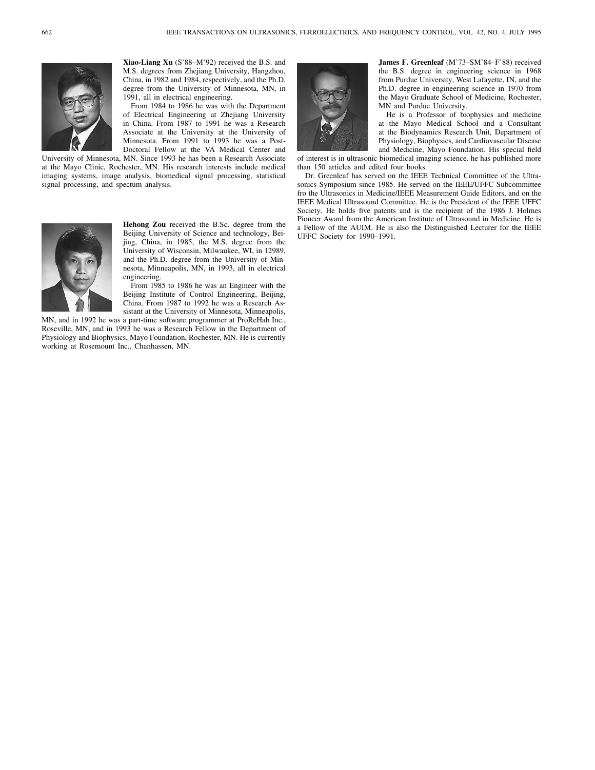**Xiao-Liang Xu** (S'88–M'92) received the B.S. and M.S. degrees from Zhejiang University, Hangzhou, China, in 1982 and 1984, respectively, and the Ph.D. degree from the University of Minnesota, MN, in 1991, all in electrical engineering.

From 1984 to 1986 he was with the Department of Electrical Engineering at Zhejiang University in China. From 1987 to 1991 he was a Research Associate at the University at the University of Minnesota. From 1991 to 1993 he was a Post-Doctoral Fellow at the VA Medical Center and University of Minnesota, MN. Since 1993 he has been a Research Associate at the Mayo Clinic, Rochester, MN. His research interests include medical imaging systems, image analysis, biomedical signal processing, statistical signal processing, and spectum analysis.

**Hehong Zou** received the B.Sc. degree from the Beijing University of Science and technology, Beijing, China, in 1985, the M.S. degree from the University of Wisconsin, Milwaukee, WI, in 12989, and the Ph.D. degree from the University of Minnesota, Minneapolis, MN, in 1993, all in electrical engineering.

From 1985 to 1986 he was an Engineer with the Beijing Institute of Control Engineering, Beijing, China. From 1987 to 1992 he was a Research Assistant at the University of Minnesota, Minneapolis, MN, and in 1992 he was a part-time software programmer at ProReHab Inc., Roseville, MN, and in 1993 he was a Research Fellow in the Department of Physiology and Biophysics, Mayo Foundation, Rochester, MN. He is currently working at Rosemount Inc., Chanhassen, MN.

**James F. Greenleaf** (M'73–SM'84–F'88) received the B.S. degree in engineering science in 1968 from Purdue University, West Lafayette, IN, and the Ph.D. degree in engineering science in 1970 from the Mayo Graduate School of Medicine, Rochester, MN and Purdue University.

He is a Professor of biophysics and medicine at the Mayo Medical School and a Consultant at the Biodynamics Research Unit, Department of Physiology, Biophysics, and Cardiovascular Disease and Medicine, Mayo Foundation. His special field of interest is in ultrasonic biomedical imaging science. he has published more than 150 articles and edited four books.

Dr. Greenleaf has served on the IEEE Technical Committee of the Ultrasonics Symposium since 1985. He served on the IEEE/UFFC Subcommittee fro the Ultrasonics in Medicine/IEEE Measurement Guide Editors, and on the IEEE Medical Ultrasound Committee. He is the President of the IEEE UFFC Society. He holds five patents and is the recipient of the 1986 J. Holmes Pioneer Award from the American Institute of Ultrasound in Medicine. He is a Fellow of the AUIM. He is also the Distinguished Lecturer for the IEEE UFFC Society for 1990–1991.